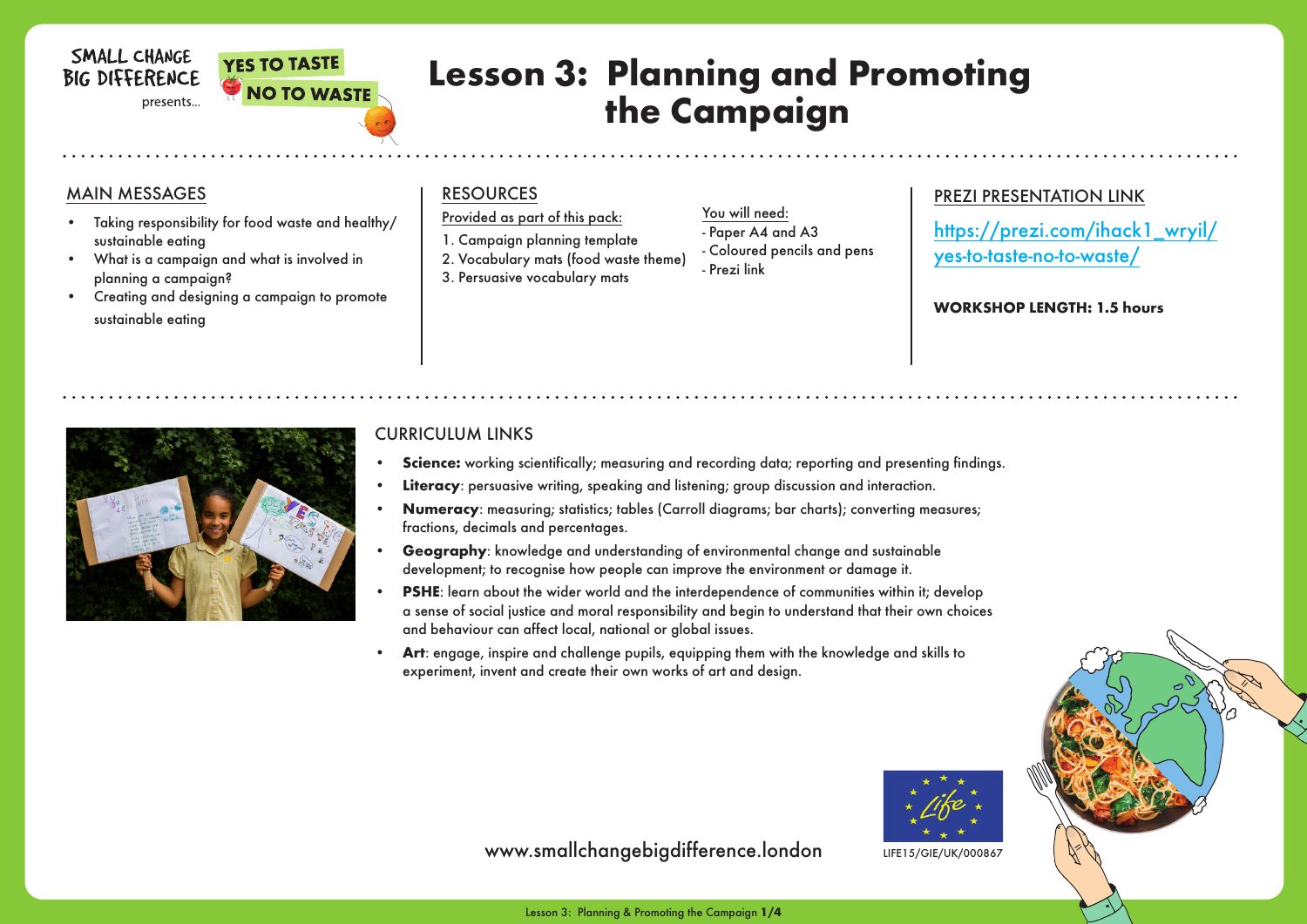SMALL CHANGE BIG DIFFERENCE presents...

YES TO TASTE NO TO WASTE

# Lesson 3: Planning and Promoting the Campaign

## MAIN MESSAGES

- Taking responsibility for food waste and healthy/sustainable eating
- What is a campaign and what is involved in planning a campaign?
- Creating and designing a campaign to promote sustainable eating

## RESOURCES

Provided as part of this pack:

1. Campaign planning template
2. Vocabulary mats (food waste theme)
3. Persuasive vocabulary mats

You will need:

- Paper A4 and A3
- Coloured pencils and pens
- Prezi link

## PREZI PRESENTATION LINK

https://prezi.com/ihack1_wryil/yes-to-taste-no-to-waste/

**WORKSHOP LENGTH: 1.5 hours**

## CURRICULUM LINKS

- **Science:** working scientifically; measuring and recording data; reporting and presenting findings.
- **Literacy**: persuasive writing, speaking and listening; group discussion and interaction.
- **Numeracy**: measuring; statistics; tables (Carroll diagrams; bar charts); converting measures; fractions, decimals and percentages.
- **Geography**: knowledge and understanding of environmental change and sustainable development; to recognise how people can improve the environment or damage it.
- **PSHE**: learn about the wider world and the interdependence of communities within it; develop a sense of social justice and moral responsibility and begin to understand that their own choices and behaviour can affect local, national or global issues.
- **Art**: engage, inspire and challenge pupils, equipping them with the knowledge and skills to experiment, invent and create their own works of art and design.

www.smallchangebigdifference.london

LIFE15/GIE/UK/000867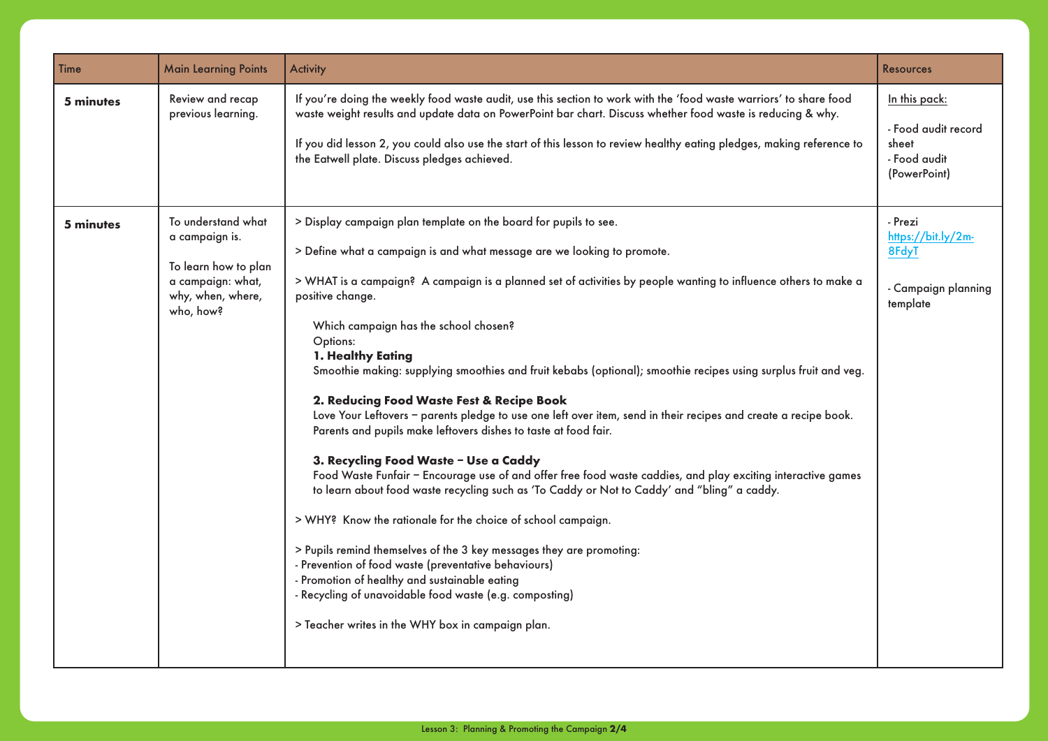| Time | Main Learning Points | Activity | Resources |
|---|---|---|---|
| **5 minutes** | Review and recap previous learning. | If you're doing the weekly food waste audit, use this section to work with the 'food waste warriors' to share food waste weight results and update data on PowerPoint bar chart. Discuss whether food waste is reducing & why.<br><br>If you did lesson 2, you could also use the start of this lesson to review healthy eating pledges, making reference to the Eatwell plate. Discuss pledges achieved. | In this pack:<br><br>- Food audit record sheet<br>- Food audit (PowerPoint) |
| **5 minutes** | To understand what a campaign is.<br><br>To learn how to plan a campaign: what, why, when, where, who, how? | > Display campaign plan template on the board for pupils to see.<br><br>> Define what a campaign is and what message are we looking to promote.<br><br>> WHAT is a campaign? A campaign is a planned set of activities by people wanting to influence others to make a positive change.<br><br>Which campaign has the school chosen?<br>Options:<br>**1. Healthy Eating**<br>Smoothie making: supplying smoothies and fruit kebabs (optional); smoothie recipes using surplus fruit and veg.<br><br>**2. Reducing Food Waste Fest & Recipe Book**<br>Love Your Leftovers – parents pledge to use one left over item, send in their recipes and create a recipe book. Parents and pupils make leftovers dishes to taste at food fair.<br><br>**3. Recycling Food Waste – Use a Caddy**<br>Food Waste Funfair – Encourage use of and offer free food waste caddies, and play exciting interactive games to learn about food waste recycling such as 'To Caddy or Not to Caddy' and "bling" a caddy.<br><br>> WHY? Know the rationale for the choice of school campaign.<br><br>> Pupils remind themselves of the 3 key messages they are promoting:<br>- Prevention of food waste (preventative behaviours)<br>- Promotion of healthy and sustainable eating<br>- Recycling of unavoidable food waste (e.g. composting)<br><br>> Teacher writes in the WHY box in campaign plan. | - Prezi<br>https://bit.ly/2m-8FdyT<br><br>- Campaign planning template |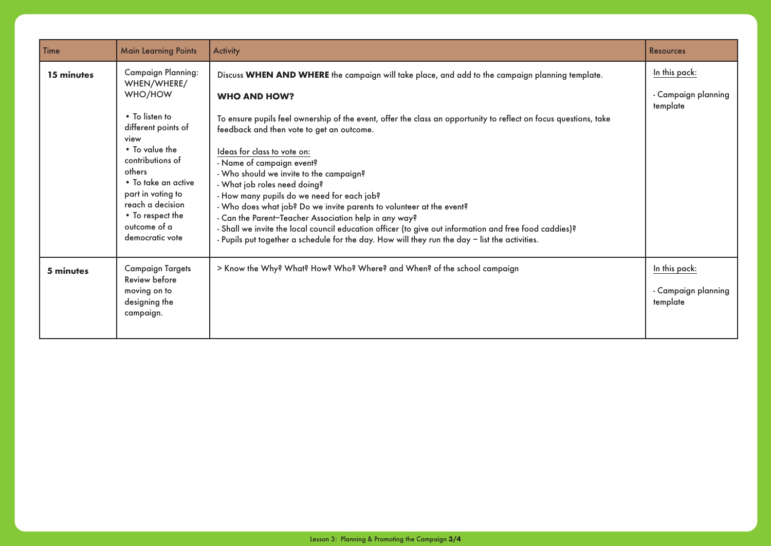| Time | Main Learning Points | Activity | Resources |
|---|---|---|---|
| **15 minutes** | Campaign Planning: WHEN/WHERE/ WHO/HOW<br><br>• To listen to different points of view<br>• To value the contributions of others<br>• To take an active part in voting to reach a decision<br>• To respect the outcome of a democratic vote | Discuss **WHEN AND WHERE** the campaign will take place, and add to the campaign planning template.<br><br>**WHO AND HOW?**<br><br>To ensure pupils feel ownership of the event, offer the class an opportunity to reflect on focus questions, take feedback and then vote to get an outcome.<br><br>Ideas for class to vote on:<br>- Name of campaign event?<br>- Who should we invite to the campaign?<br>- What job roles need doing?<br>- How many pupils do we need for each job?<br>- Who does what job? Do we invite parents to volunteer at the event?<br>- Can the Parent–Teacher Association help in any way?<br>- Shall we invite the local council education officer (to give out information and free food caddies)?<br>- Pupils put together a schedule for the day. How will they run the day – list the activities. | In this pack:<br><br>- Campaign planning template |
| **5 minutes** | Campaign Targets Review before moving on to designing the campaign. | > Know the Why? What? How? Who? Where? and When? of the school campaign | In this pack:<br><br>- Campaign planning template |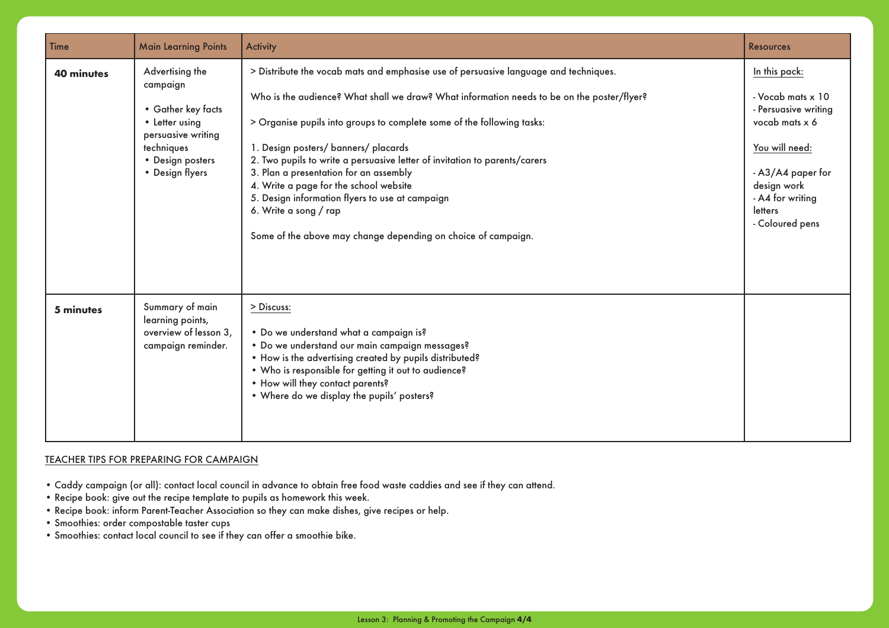| Time | Main Learning Points | Activity | Resources |
|---|---|---|---|
| **40 minutes** | Advertising the campaign<br><br>• Gather key facts<br>• Letter using persuasive writing techniques<br>• Design posters<br>• Design flyers | > Distribute the vocab mats and emphasise use of persuasive language and techniques.<br><br>Who is the audience? What shall we draw? What information needs to be on the poster/flyer?<br><br>> Organise pupils into groups to complete some of the following tasks:<br><br>1. Design posters/ banners/ placards<br>2. Two pupils to write a persuasive letter of invitation to parents/carers<br>3. Plan a presentation for an assembly<br>4. Write a page for the school website<br>5. Design information flyers to use at campaign<br>6. Write a song / rap<br><br>Some of the above may change depending on choice of campaign. | In this pack:<br><br>- Vocab mats x 10<br>- Persuasive writing vocab mats x 6<br><br>You will need:<br><br>- A3/A4 paper for design work<br>- A4 for writing letters<br>- Coloured pens |
| **5 minutes** | Summary of main learning points, overview of lesson 3, campaign reminder. | > Discuss:<br><br>• Do we understand what a campaign is?<br>• Do we understand our main campaign messages?<br>• How is the advertising created by pupils distributed?<br>• Who is responsible for getting it out to audience?<br>• How will they contact parents?<br>• Where do we display the pupils' posters? | |

TEACHER TIPS FOR PREPARING FOR CAMPAIGN

- Caddy campaign (or all): contact local council in advance to obtain free food waste caddies and see if they can attend.
- Recipe book: give out the recipe template to pupils as homework this week.
- Recipe book: inform Parent-Teacher Association so they can make dishes, give recipes or help.
- Smoothies: order compostable taster cups
- Smoothies: contact local council to see if they can offer a smoothie bike.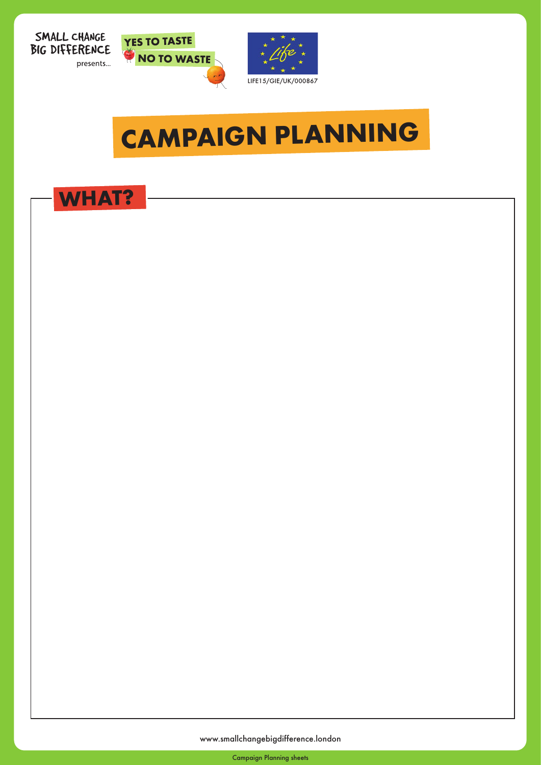SMALL CHANGE BIG DIFFERENCE presents...

YES TO TASTE NO TO WASTE

LIFE15/GIE/UK/000867

# CAMPAIGN PLANNING

## WHAT?

www.smallchangebigdifference.london

Campaign Planning sheets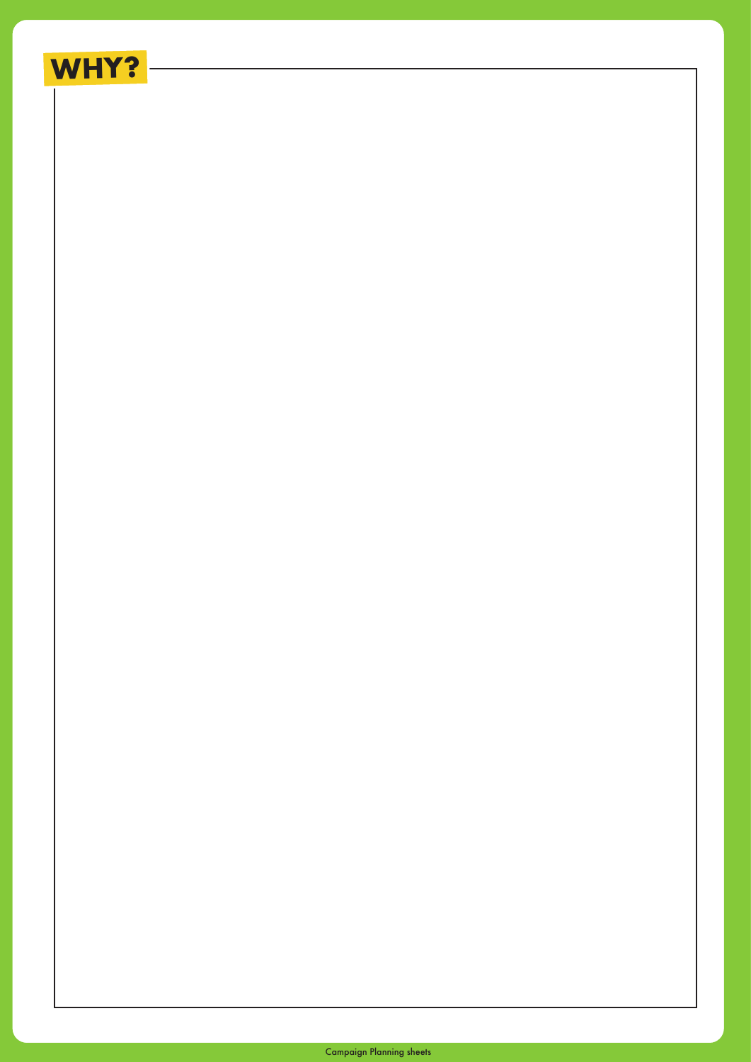# WHY?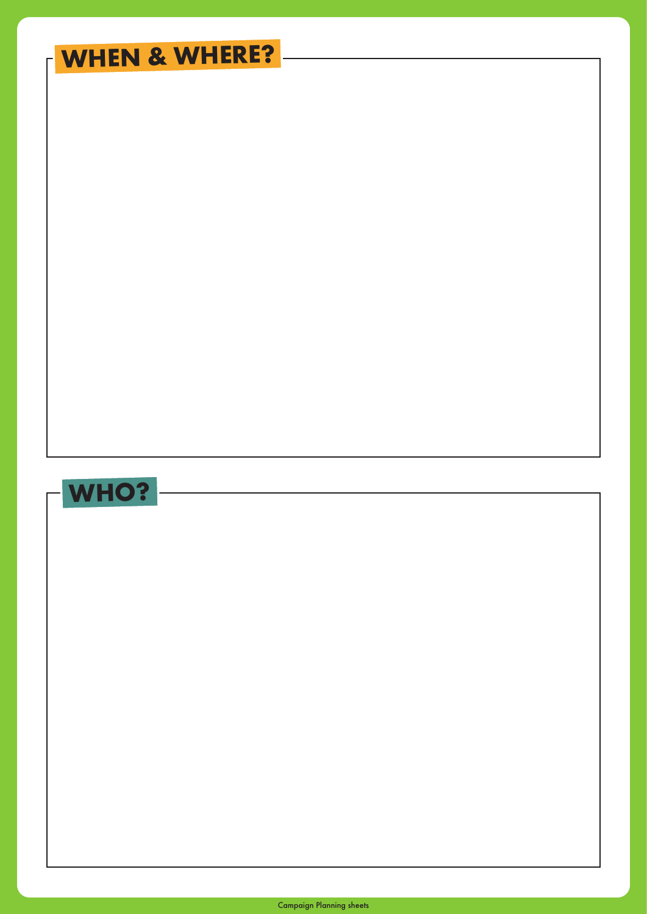## WHEN & WHERE?

## WHO?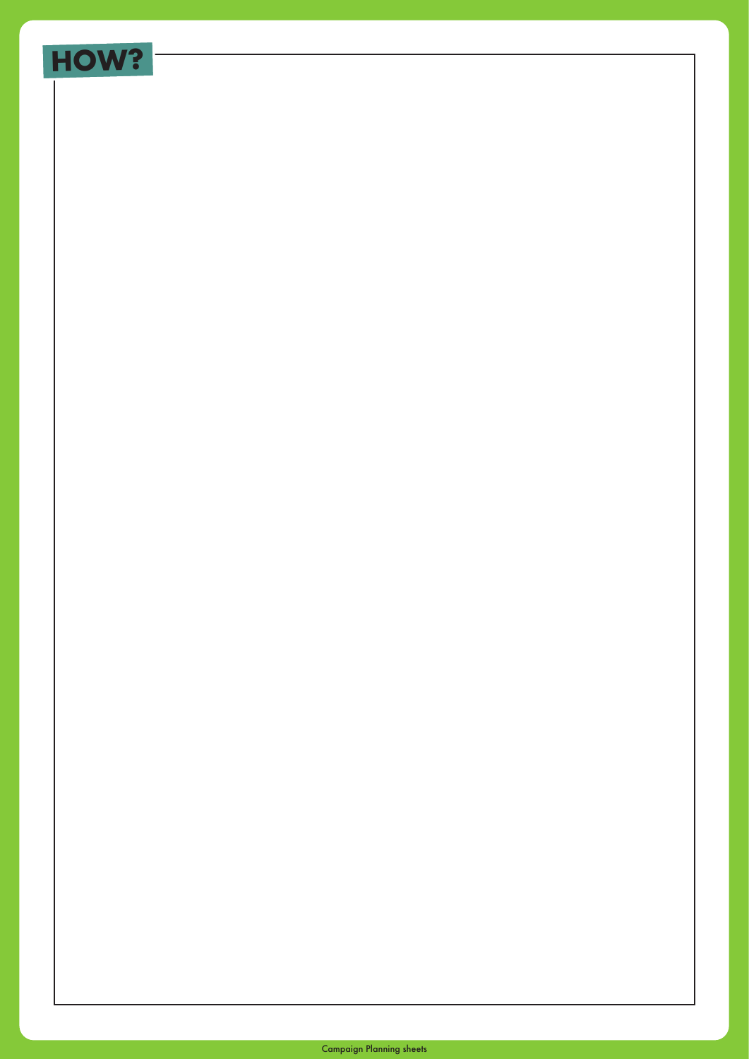# HOW?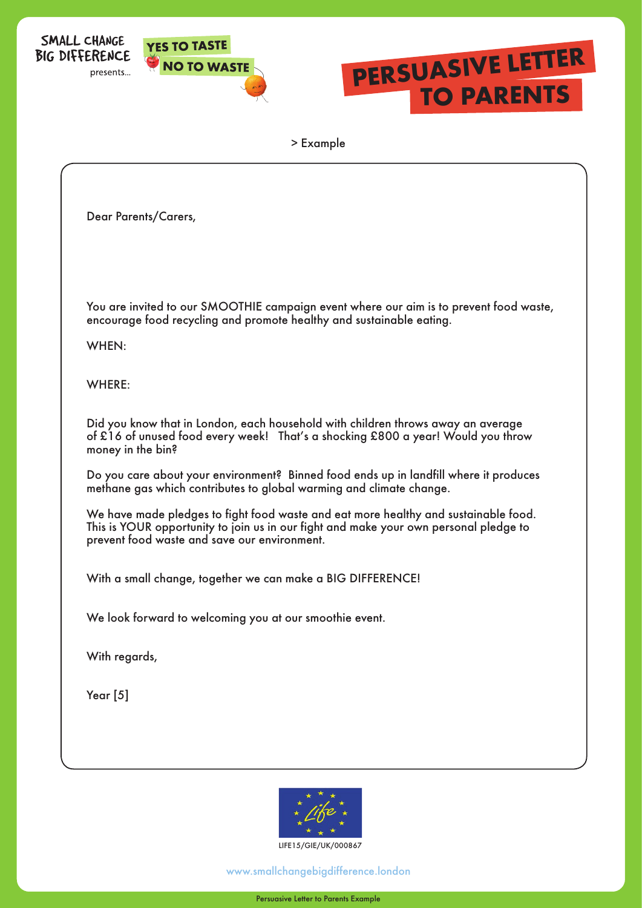SMALL CHANGE BIG DIFFERENCE presents...

YES TO TASTE NO TO WASTE

# PERSUASIVE LETTER TO PARENTS

> Example

Dear Parents/Carers,

You are invited to our SMOOTHIE campaign event where our aim is to prevent food waste, encourage food recycling and promote healthy and sustainable eating.

WHEN:

WHERE:

Did you know that in London, each household with children throws away an average of £16 of unused food every week! That's a shocking £800 a year! Would you throw money in the bin?

Do you care about your environment? Binned food ends up in landfill where it produces methane gas which contributes to global warming and climate change.

We have made pledges to fight food waste and eat more healthy and sustainable food. This is YOUR opportunity to join us in our fight and make your own personal pledge to prevent food waste and save our environment.

With a small change, together we can make a BIG DIFFERENCE!

We look forward to welcoming you at our smoothie event.

With regards,

Year [5]

LIFE15/GIE/UK/000867

www.smallchangebigdifference.london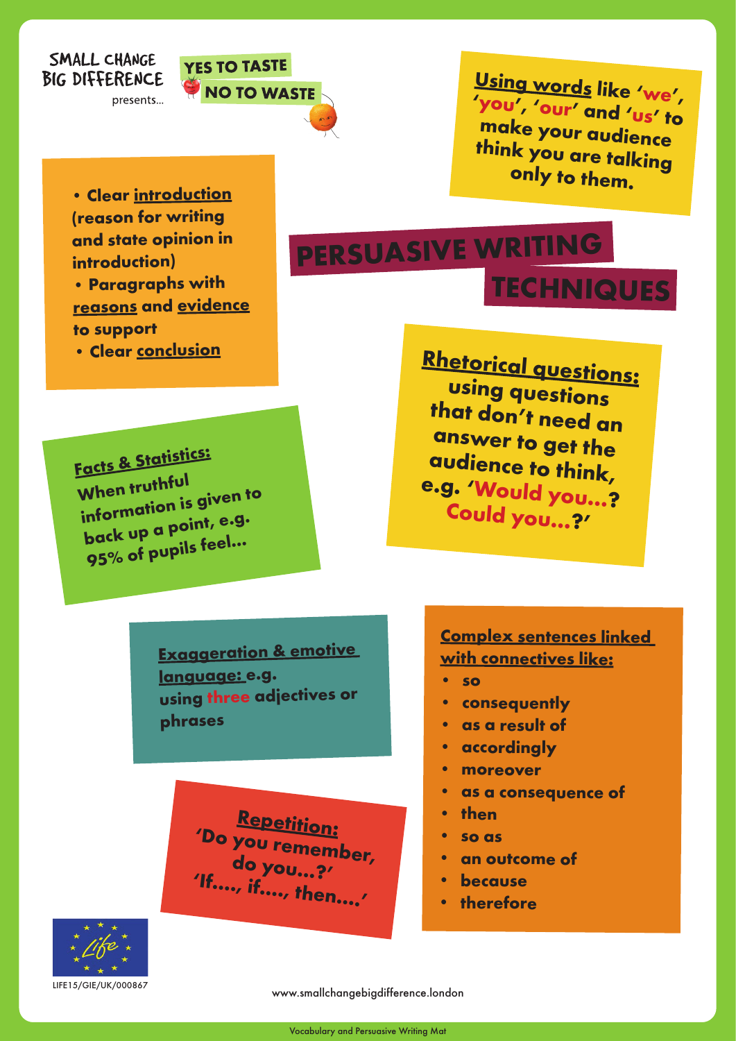SMALL CHANGE BIG DIFFERENCE presents...

YES TO TASTE NO TO WASTE

# PERSUASIVE WRITING TECHNIQUES

- Clear introduction (reason for writing and state opinion in introduction)
- Paragraphs with reasons and evidence to support
- Clear conclusion

**Using words** like 'we', 'you', 'our' and 'us' to make your audience think you are talking only to them.

**Rhetorical questions:** using questions that don't need an answer to get the audience to think, e.g. 'Would you...? Could you...?'

**Facts & Statistics:** When truthful information is given to back up a point, e.g. 95% of pupils feel...

**Exaggeration & emotive language:** e.g. using three adjectives or phrases

**Complex sentences linked with connectives like:**

- so
- consequently
- as a result of
- accordingly
- moreover
- as a consequence of
- then
- so as
- an outcome of
- because
- therefore

**Repetition:** 'Do you remember, do you...?' 'If...., if...., then....'

LIFE15/GIE/UK/000867

www.smallchangebigdifference.london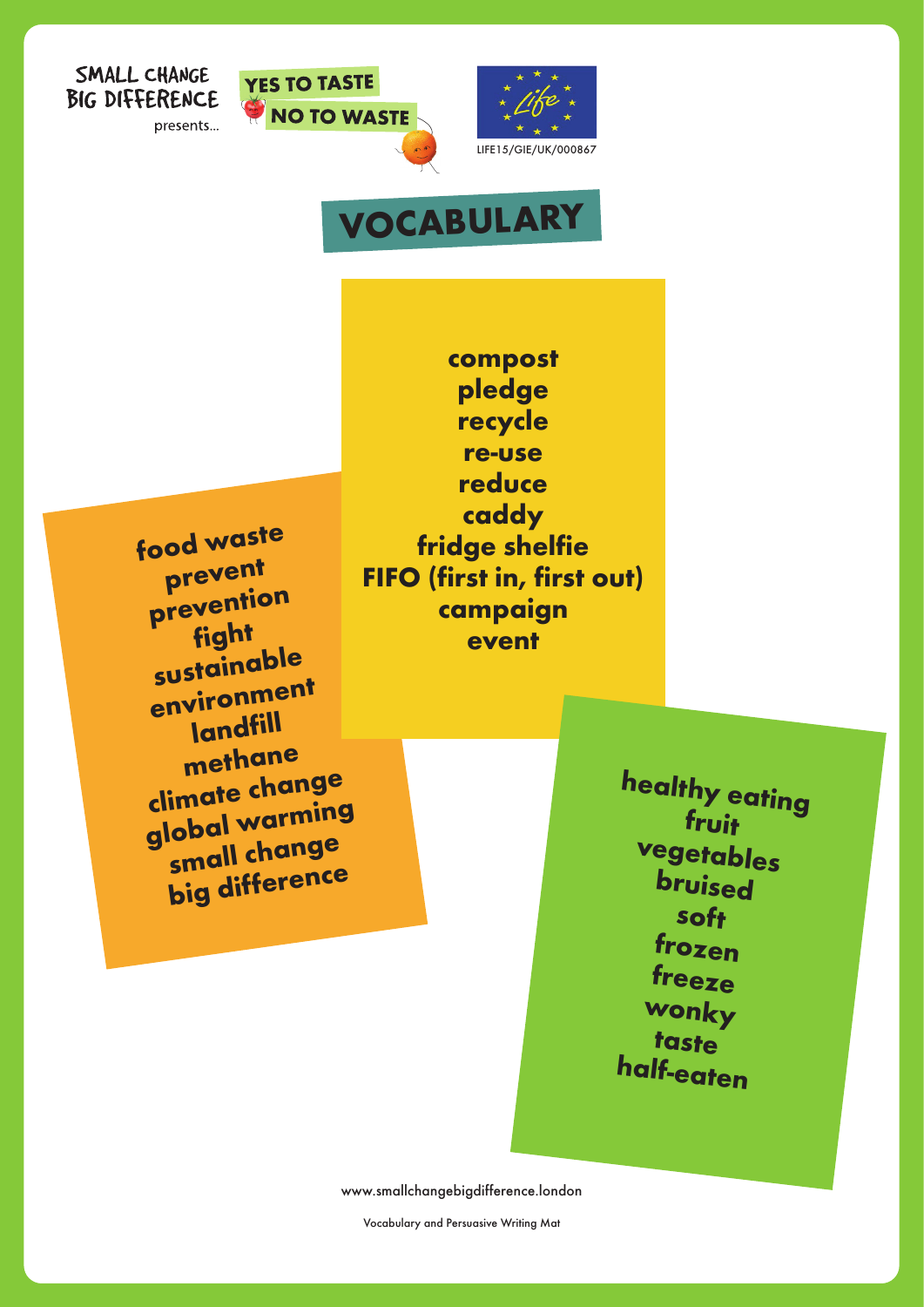SMALL CHANGE BIG DIFFERENCE presents...

YES TO TASTE NO TO WASTE

LIFE15/GIE/UK/000867

# VOCABULARY

compost
pledge
recycle
re-use
reduce
caddy
fridge shelfie
FIFO (first in, first out)
campaign
event

food waste
prevent
prevention
fight
sustainable
environment
landfill
methane
climate change
global warming
small change
big difference

healthy eating
fruit
vegetables
bruised
soft
frozen
freeze
wonky
taste
half-eaten

www.smallchangebigdifference.london

Vocabulary and Persuasive Writing Mat